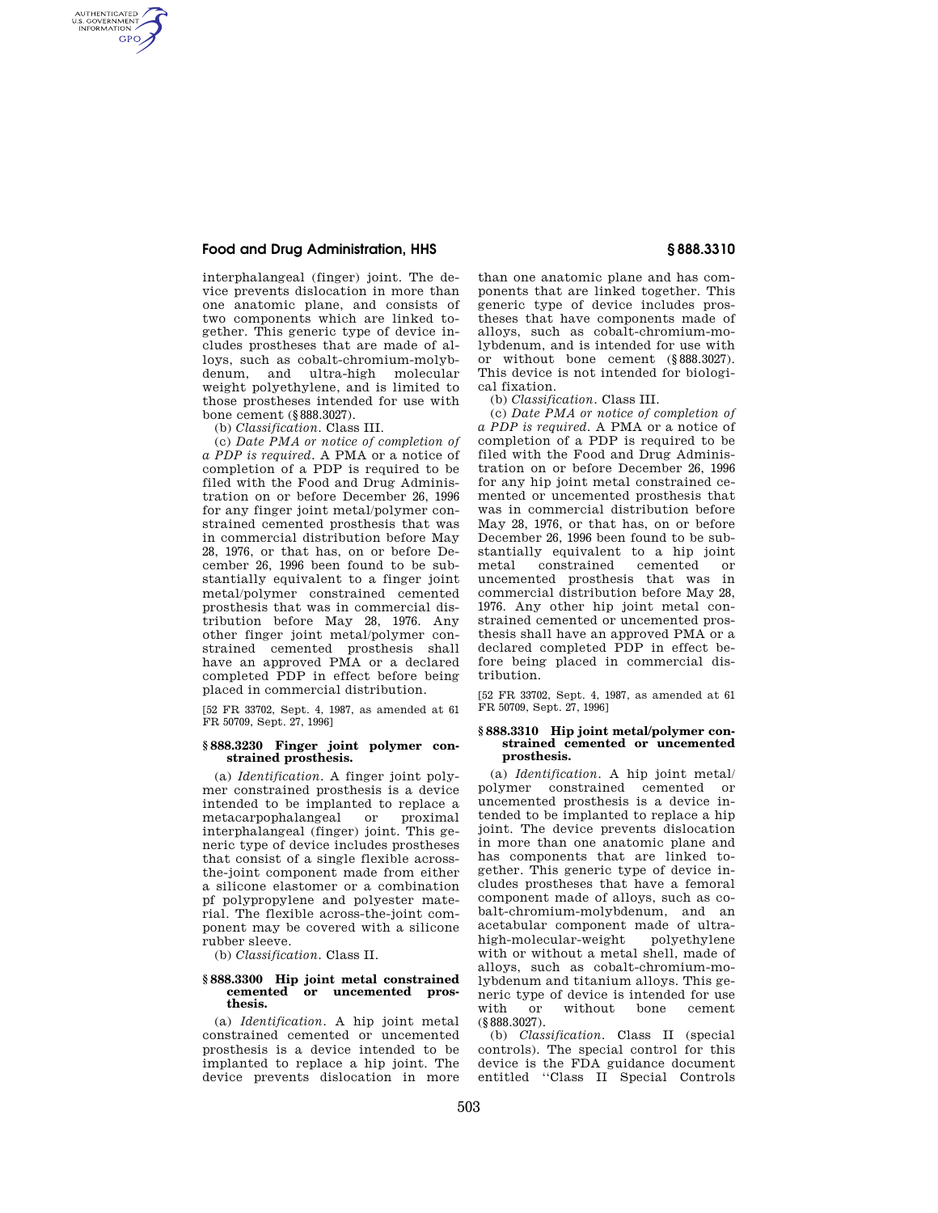interphalangeal (finger) joint. The device prevents dislocation in more than one anatomic plane, and consists of two components which are linked together. This generic type of device includes prostheses that are made of alloys, such as cobalt-chromium-molybdenum, and ultra-high molecular weight polyethylene, and is limited to those prostheses intended for use with bone cement (§888.3027).

(b) *Classification.* Class III.

(c) *Date PMA or notice of completion of a PDP is required.* A PMA or a notice of completion of a PDP is required to be filed with the Food and Drug Administration on or before December 26, 1996 for any finger joint metal/polymer constrained cemented prosthesis that was in commercial distribution before May 28, 1976, or that has, on or before December 26, 1996 been found to be substantially equivalent to a finger joint metal/polymer constrained cemented prosthesis that was in commercial distribution before May 28, 1976. Any other finger joint metal/polymer constrained cemented prosthesis shall have an approved PMA or a declared completed PDP in effect before being placed in commercial distribution.

[52 FR 33702, Sept. 4, 1987, as amended at 61 FR 50709, Sept. 27, 1996]

### § 888.3230 Finger joint polymer constrained prosthesis.

(a) *Identification.* A finger joint polymer constrained prosthesis is a device intended to be implanted to replace a metacarpophalangeal or proximal interphalangeal (finger) joint. This generic type of device includes prostheses that consist of a single flexible across-the-joint component made from either a silicone elastomer or a combination pf polypropylene and polyester material. The flexible across-the-joint component may be covered with a silicone rubber sleeve.

(b) *Classification.* Class II.

### § 888.3300 Hip joint metal constrained cemented or uncemented prosthesis.

(a) *Identification.* A hip joint metal constrained cemented or uncemented prosthesis is a device intended to be implanted to replace a hip joint. The device prevents dislocation in more than one anatomic plane and has components that are linked together. This generic type of device includes prostheses that have components made of alloys, such as cobalt-chromium-molybdenum, and is intended for use with or without bone cement (§888.3027). This device is not intended for biological fixation.

(b) *Classification.* Class III.

(c) *Date PMA or notice of completion of a PDP is required.* A PMA or a notice of completion of a PDP is required to be filed with the Food and Drug Administration on or before December 26, 1996 for any hip joint metal constrained cemented or uncemented prosthesis that was in commercial distribution before May 28, 1976, or that has, on or before December 26, 1996 been found to be substantially equivalent to a hip joint metal constrained cemented or uncemented prosthesis that was in commercial distribution before May 28, 1976. Any other hip joint metal constrained cemented or uncemented prosthesis shall have an approved PMA or a declared completed PDP in effect before being placed in commercial distribution.

[52 FR 33702, Sept. 4, 1987, as amended at 61 FR 50709, Sept. 27, 1996]

### § 888.3310 Hip joint metal/polymer constrained cemented or uncemented prosthesis.

(a) *Identification.* A hip joint metal/polymer constrained cemented or uncemented prosthesis is a device intended to be implanted to replace a hip joint. The device prevents dislocation in more than one anatomic plane and has components that are linked together. This generic type of device includes prostheses that have a femoral component made of alloys, such as cobalt-chromium-molybdenum, and an acetabular component made of ultra-high-molecular-weight polyethylene with or without a metal shell, made of alloys, such as cobalt-chromium-molybdenum and titanium alloys. This generic type of device is intended for use with or without bone cement (§888.3027).

(b) *Classification.* Class II (special controls). The special control for this device is the FDA guidance document entitled "Class II Special Controls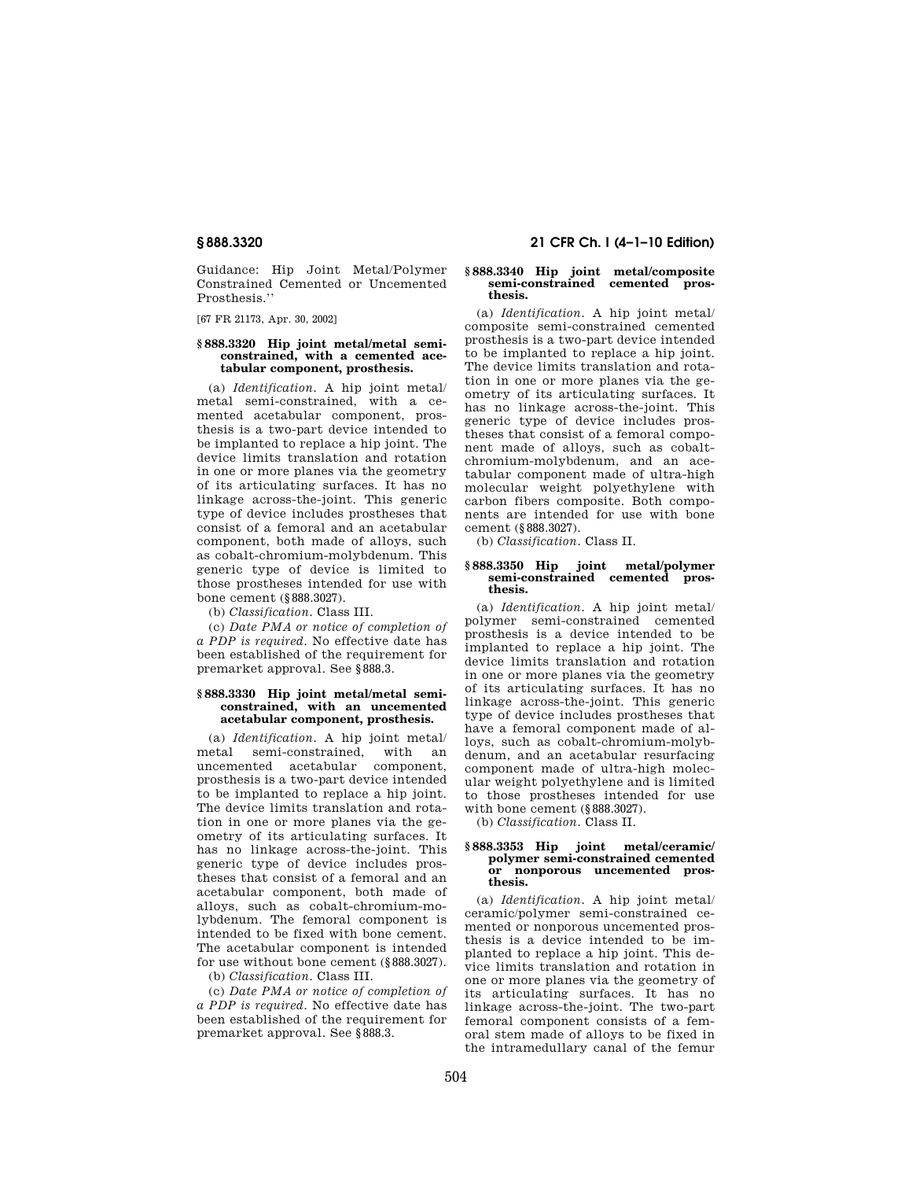Guidance: Hip Joint Metal/Polymer Constrained Cemented or Uncemented Prosthesis.''

[67 FR 21173, Apr. 30, 2002]

### § 888.3320 Hip joint metal/metal semi-constrained, with a cemented acetabular component, prosthesis.

(a) *Identification.* A hip joint metal/metal semi-constrained, with a cemented acetabular component, prosthesis is a two-part device intended to be implanted to replace a hip joint. The device limits translation and rotation in one or more planes via the geometry of its articulating surfaces. It has no linkage across-the-joint. This generic type of device includes prostheses that consist of a femoral and an acetabular component, both made of alloys, such as cobalt-chromium-molybdenum. This generic type of device is limited to those prostheses intended for use with bone cement (§ 888.3027).

(b) *Classification.* Class III.

(c) *Date PMA or notice of completion of a PDP is required.* No effective date has been established of the requirement for premarket approval. See § 888.3.

### § 888.3330 Hip joint metal/metal semi-constrained, with an uncemented acetabular component, prosthesis.

(a) *Identification.* A hip joint metal/metal semi-constrained, with an uncemented acetabular component, prosthesis is a two-part device intended to be implanted to replace a hip joint. The device limits translation and rotation in one or more planes via the geometry of its articulating surfaces. It has no linkage across-the-joint. This generic type of device includes prostheses that consist of a femoral and an acetabular component, both made of alloys, such as cobalt-chromium-molybdenum. The femoral component is intended to be fixed with bone cement. The acetabular component is intended for use without bone cement (§ 888.3027).

(b) *Classification.* Class III.

(c) *Date PMA or notice of completion of a PDP is required.* No effective date has been established of the requirement for premarket approval. See § 888.3.

### § 888.3340 Hip joint metal/composite semi-constrained cemented prosthesis.

(a) *Identification.* A hip joint metal/composite semi-constrained cemented prosthesis is a two-part device intended to be implanted to replace a hip joint. The device limits translation and rotation in one or more planes via the geometry of its articulating surfaces. It has no linkage across-the-joint. This generic type of device includes prostheses that consist of a femoral component made of alloys, such as cobalt-chromium-molybdenum, and an acetabular component made of ultra-high molecular weight polyethylene with carbon fibers composite. Both components are intended for use with bone cement (§ 888.3027).

(b) *Classification.* Class II.

### § 888.3350 Hip joint metal/polymer semi-constrained cemented prosthesis.

(a) *Identification.* A hip joint metal/polymer semi-constrained cemented prosthesis is a device intended to be implanted to replace a hip joint. The device limits translation and rotation in one or more planes via the geometry of its articulating surfaces. It has no linkage across-the-joint. This generic type of device includes prostheses that have a femoral component made of alloys, such as cobalt-chromium-molybdenum, and an acetabular resurfacing component made of ultra-high molecular weight polyethylene and is limited to those prostheses intended for use with bone cement (§ 888.3027).

(b) *Classification.* Class II.

### § 888.3353 Hip joint metal/ceramic/polymer semi-constrained cemented or nonporous uncemented prosthesis.

(a) *Identification.* A hip joint metal/ceramic/polymer semi-constrained cemented or nonporous uncemented prosthesis is a device intended to be implanted to replace a hip joint. This device limits translation and rotation in one or more planes via the geometry of its articulating surfaces. It has no linkage across-the-joint. The two-part femoral component consists of a femoral stem made of alloys to be fixed in the intramedullary canal of the femur